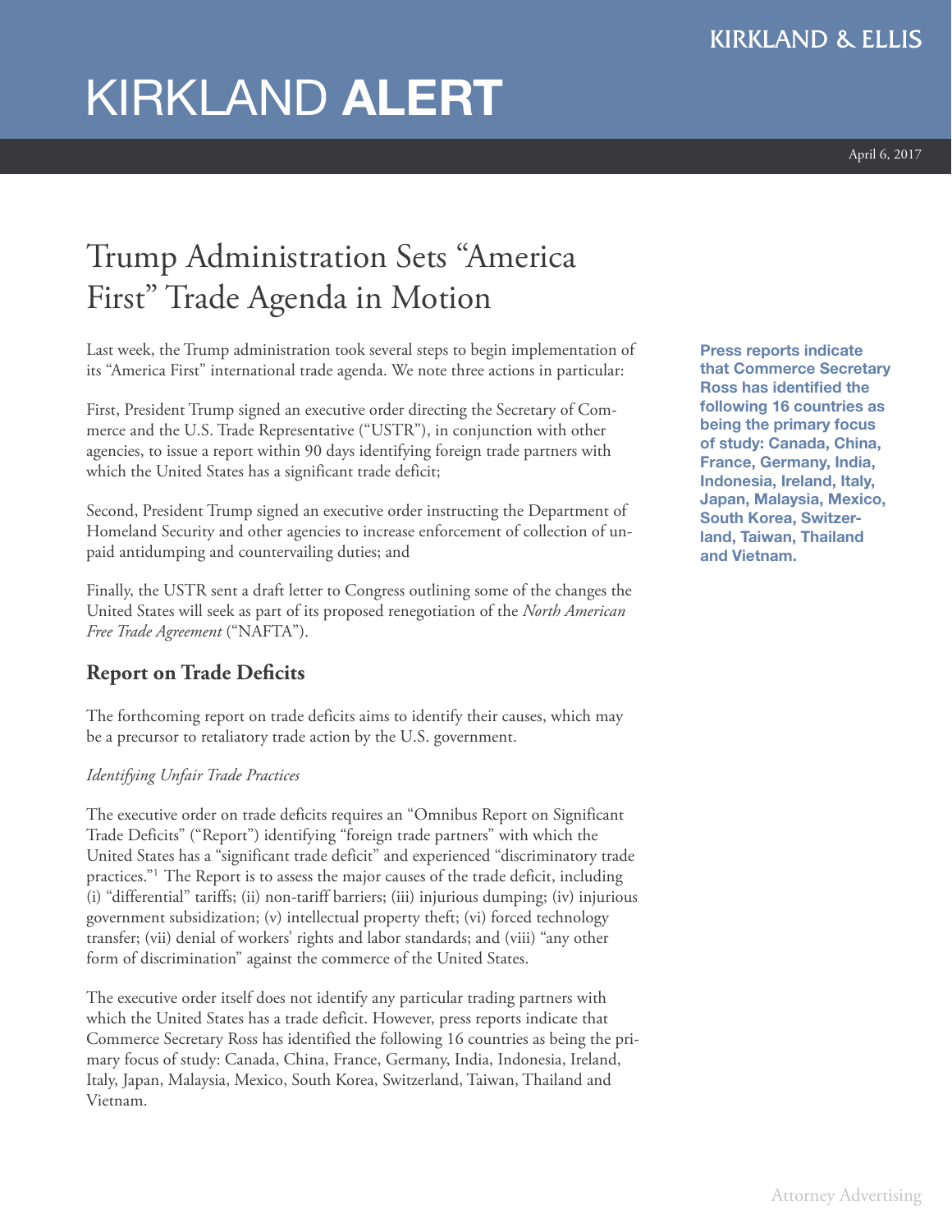KIRKLAND & ELLIS

# KIRKLAND **ALERT**

April 6, 2017

## Trump Administration Sets "America First" Trade Agenda in Motion

Last week, the Trump administration took several steps to begin implementation of its "America First" international trade agenda. We note three actions in particular:

First, President Trump signed an executive order directing the Secretary of Commerce and the U.S. Trade Representative ("USTR"), in conjunction with other agencies, to issue a report within 90 days identifying foreign trade partners with which the United States has a significant trade deficit;

Second, President Trump signed an executive order instructing the Department of Homeland Security and other agencies to increase enforcement of collection of unpaid antidumping and countervailing duties; and

Finally, the USTR sent a draft letter to Congress outlining some of the changes the United States will seek as part of its proposed renegotiation of the *North American Free Trade Agreement* ("NAFTA").

**Press reports indicate that Commerce Secretary Ross has identified the following 16 countries as being the primary focus of study: Canada, China, France, Germany, India, Indonesia, Ireland, Italy, Japan, Malaysia, Mexico, South Korea, Switzerland, Taiwan, Thailand and Vietnam.**

### Report on Trade Deficits

The forthcoming report on trade deficits aims to identify their causes, which may be a precursor to retaliatory trade action by the U.S. government.

*Identifying Unfair Trade Practices*

The executive order on trade deficits requires an "Omnibus Report on Significant Trade Deficits" ("Report") identifying "foreign trade partners" with which the United States has a "significant trade deficit" and experienced "discriminatory trade practices."[1] The Report is to assess the major causes of the trade deficit, including (i) "differential" tariffs; (ii) non-tariff barriers; (iii) injurious dumping; (iv) injurious government subsidization; (v) intellectual property theft; (vi) forced technology transfer; (vii) denial of workers' rights and labor standards; and (viii) "any other form of discrimination" against the commerce of the United States.

The executive order itself does not identify any particular trading partners with which the United States has a trade deficit. However, press reports indicate that Commerce Secretary Ross has identified the following 16 countries as being the primary focus of study: Canada, China, France, Germany, India, Indonesia, Ireland, Italy, Japan, Malaysia, Mexico, South Korea, Switzerland, Taiwan, Thailand and Vietnam.

Attorney Advertising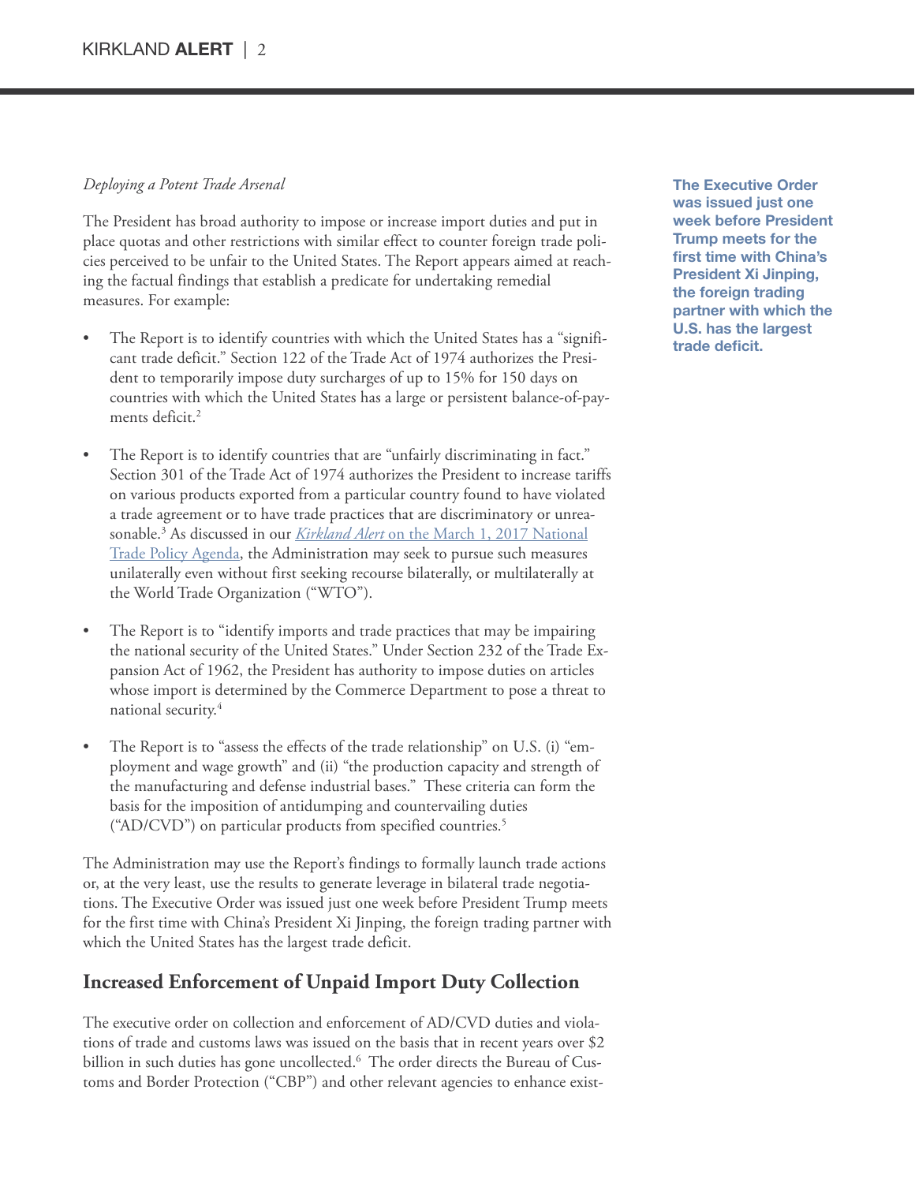*Deploying a Potent Trade Arsenal*

The President has broad authority to impose or increase import duties and put in place quotas and other restrictions with similar effect to counter foreign trade policies perceived to be unfair to the United States. The Report appears aimed at reaching the factual findings that establish a predicate for undertaking remedial measures. For example:

- The Report is to identify countries with which the United States has a "significant trade deficit." Section 122 of the Trade Act of 1974 authorizes the President to temporarily impose duty surcharges of up to 15% for 150 days on countries with which the United States has a large or persistent balance-of-payments deficit.[2]

- The Report is to identify countries that are "unfairly discriminating in fact." Section 301 of the Trade Act of 1974 authorizes the President to increase tariffs on various products exported from a particular country found to have violated a trade agreement or to have trade practices that are discriminatory or unreasonable.[3] As discussed in our *Kirkland Alert* on the March 1, 2017 National Trade Policy Agenda, the Administration may seek to pursue such measures unilaterally even without first seeking recourse bilaterally, or multilaterally at the World Trade Organization ("WTO").

- The Report is to "identify imports and trade practices that may be impairing the national security of the United States." Under Section 232 of the Trade Expansion Act of 1962, the President has authority to impose duties on articles whose import is determined by the Commerce Department to pose a threat to national security.[4]

- The Report is to "assess the effects of the trade relationship" on U.S. (i) "employment and wage growth" and (ii) "the production capacity and strength of the manufacturing and defense industrial bases." These criteria can form the basis for the imposition of antidumping and countervailing duties ("AD/CVD") on particular products from specified countries.[5]

The Administration may use the Report's findings to formally launch trade actions or, at the very least, use the results to generate leverage in bilateral trade negotiations. The Executive Order was issued just one week before President Trump meets for the first time with China's President Xi Jinping, the foreign trading partner with which the United States has the largest trade deficit.

**The Executive Order was issued just one week before President Trump meets for the first time with China's President Xi Jinping, the foreign trading partner with which the U.S. has the largest trade deficit.**

## Increased Enforcement of Unpaid Import Duty Collection

The executive order on collection and enforcement of AD/CVD duties and violations of trade and customs laws was issued on the basis that in recent years over $2 billion in such duties has gone uncollected.[6] The order directs the Bureau of Customs and Border Protection ("CBP") and other relevant agencies to enhance exist-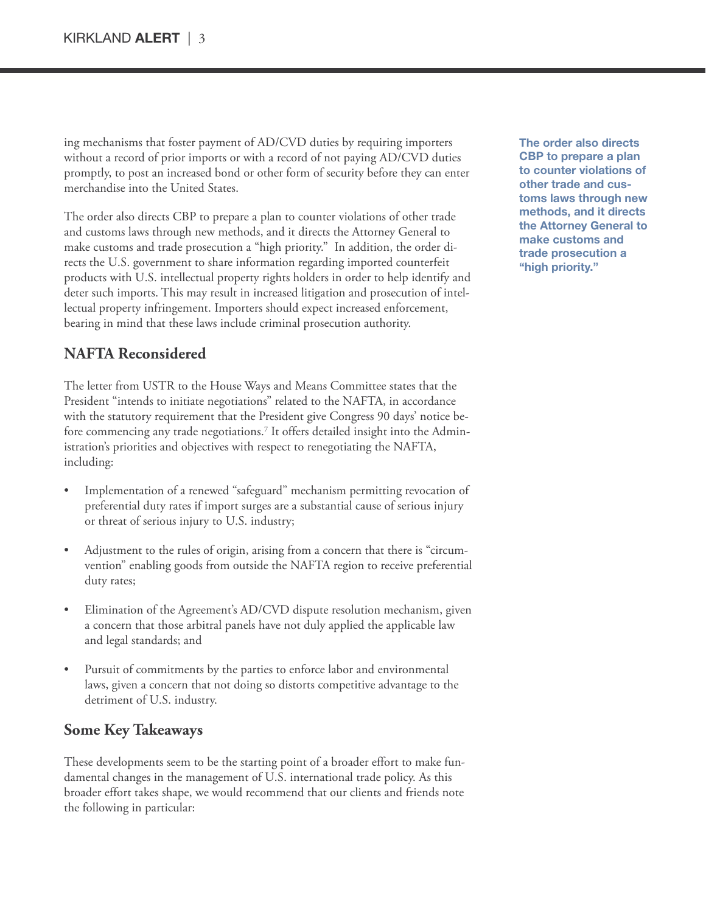ing mechanisms that foster payment of AD/CVD duties by requiring importers without a record of prior imports or with a record of not paying AD/CVD duties promptly, to post an increased bond or other form of security before they can enter merchandise into the United States.

The order also directs CBP to prepare a plan to counter violations of other trade and customs laws through new methods, and it directs the Attorney General to make customs and trade prosecution a "high priority." In addition, the order directs the U.S. government to share information regarding imported counterfeit products with U.S. intellectual property rights holders in order to help identify and deter such imports. This may result in increased litigation and prosecution of intellectual property infringement. Importers should expect increased enforcement, bearing in mind that these laws include criminal prosecution authority.

**The order also directs CBP to prepare a plan to counter violations of other trade and customs laws through new methods, and it directs the Attorney General to make customs and trade prosecution a "high priority."**

## NAFTA Reconsidered

The letter from USTR to the House Ways and Means Committee states that the President "intends to initiate negotiations" related to the NAFTA, in accordance with the statutory requirement that the President give Congress 90 days' notice before commencing any trade negotiations.[7] It offers detailed insight into the Administration's priorities and objectives with respect to renegotiating the NAFTA, including:

- Implementation of a renewed "safeguard" mechanism permitting revocation of preferential duty rates if import surges are a substantial cause of serious injury or threat of serious injury to U.S. industry;
- Adjustment to the rules of origin, arising from a concern that there is "circumvention" enabling goods from outside the NAFTA region to receive preferential duty rates;
- Elimination of the Agreement's AD/CVD dispute resolution mechanism, given a concern that those arbitral panels have not duly applied the applicable law and legal standards; and
- Pursuit of commitments by the parties to enforce labor and environmental laws, given a concern that not doing so distorts competitive advantage to the detriment of U.S. industry.

## Some Key Takeaways

These developments seem to be the starting point of a broader effort to make fundamental changes in the management of U.S. international trade policy. As this broader effort takes shape, we would recommend that our clients and friends note the following in particular: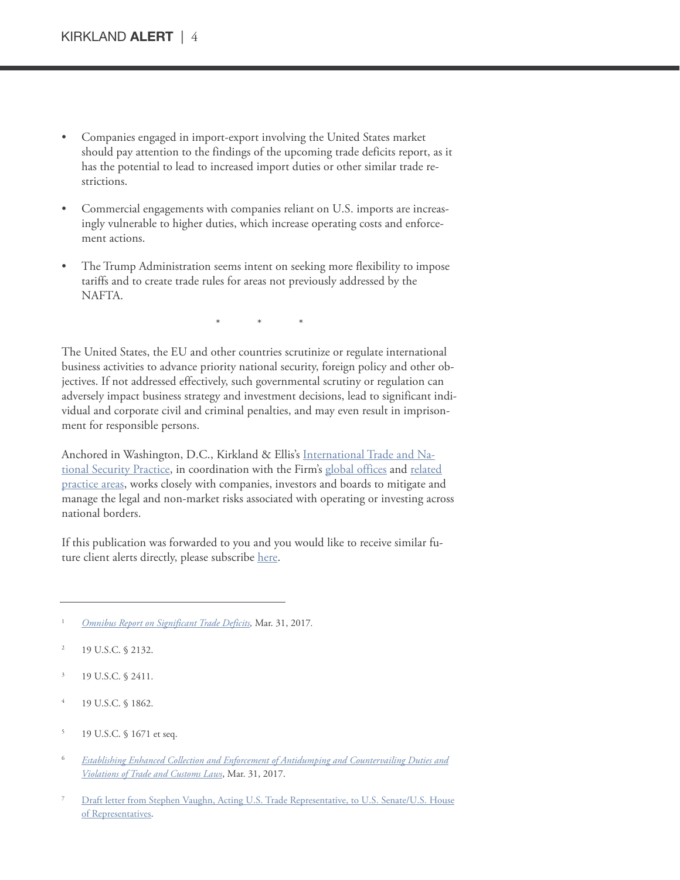- Companies engaged in import-export involving the United States market should pay attention to the findings of the upcoming trade deficits report, as it has the potential to lead to increased import duties or other similar trade restrictions.

- Commercial engagements with companies reliant on U.S. imports are increasingly vulnerable to higher duties, which increase operating costs and enforcement actions.

- The Trump Administration seems intent on seeking more flexibility to impose tariffs and to create trade rules for areas not previously addressed by the NAFTA.

\* \* \*

The United States, the EU and other countries scrutinize or regulate international business activities to advance priority national security, foreign policy and other objectives. If not addressed effectively, such governmental scrutiny or regulation can adversely impact business strategy and investment decisions, lead to significant individual and corporate civil and criminal penalties, and may even result in imprisonment for responsible persons.

Anchored in Washington, D.C., Kirkland & Ellis's International Trade and National Security Practice, in coordination with the Firm's global offices and related practice areas, works closely with companies, investors and boards to mitigate and manage the legal and non-market risks associated with operating or investing across national borders.

If this publication was forwarded to you and you would like to receive similar future client alerts directly, please subscribe here.

---

[1] *Omnibus Report on Significant Trade Deficits,* Mar. 31, 2017.

[2] 19 U.S.C. § 2132.

[3] 19 U.S.C. § 2411.

[4] 19 U.S.C. § 1862.

[5] 19 U.S.C. § 1671 et seq.

[6] *Establishing Enhanced Collection and Enforcement of Antidumping and Countervailing Duties and Violations of Trade and Customs Laws*, Mar. 31, 2017.

[7] Draft letter from Stephen Vaughn, Acting U.S. Trade Representative, to U.S. Senate/U.S. House of Representatives.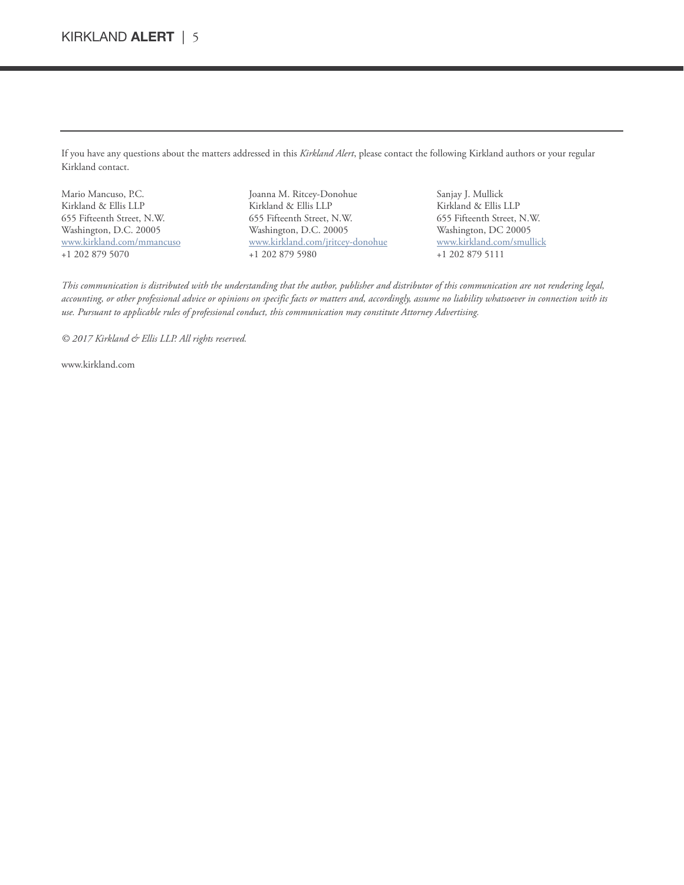If you have any questions about the matters addressed in this *Kirkland Alert*, please contact the following Kirkland authors or your regular Kirkland contact.

Mario Mancuso, P.C.
Kirkland & Ellis LLP
655 Fifteenth Street, N.W.
Washington, D.C. 20005
www.kirkland.com/mmancuso
+1 202 879 5070

Joanna M. Ritcey-Donohue
Kirkland & Ellis LLP
655 Fifteenth Street, N.W.
Washington, D.C. 20005
www.kirkland.com/jritcey-donohue
+1 202 879 5980

Sanjay J. Mullick
Kirkland & Ellis LLP
655 Fifteenth Street, N.W.
Washington, DC 20005
www.kirkland.com/smullick
+1 202 879 5111

*This communication is distributed with the understanding that the author, publisher and distributor of this communication are not rendering legal, accounting, or other professional advice or opinions on specific facts or matters and, accordingly, assume no liability whatsoever in connection with its use. Pursuant to applicable rules of professional conduct, this communication may constitute Attorney Advertising.*

*© 2017 Kirkland & Ellis LLP. All rights reserved.*

www.kirkland.com